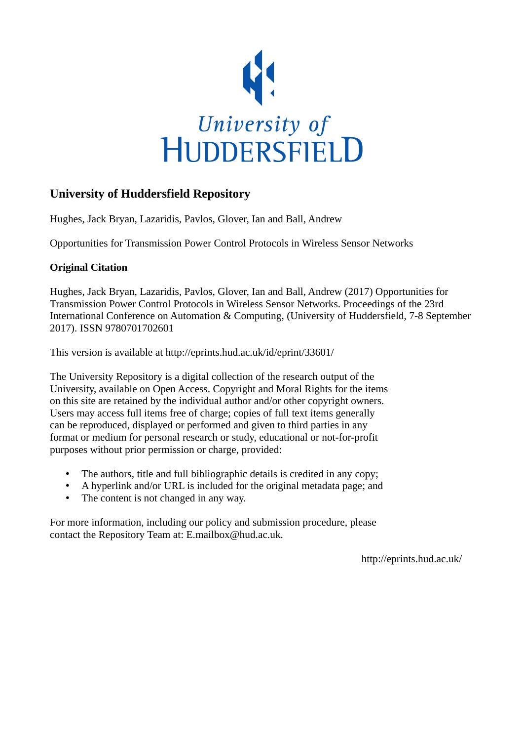University of
HUDDERSFIELD

## University of Huddersfield Repository

Hughes, Jack Bryan, Lazaridis, Pavlos, Glover, Ian and Ball, Andrew

Opportunities for Transmission Power Control Protocols in Wireless Sensor Networks

### Original Citation

Hughes, Jack Bryan, Lazaridis, Pavlos, Glover, Ian and Ball, Andrew (2017) Opportunities for Transmission Power Control Protocols in Wireless Sensor Networks. Proceedings of the 23rd International Conference on Automation & Computing, (University of Huddersfield, 7-8 September 2017). ISSN 9780701702601

This version is available at http://eprints.hud.ac.uk/id/eprint/33601/

The University Repository is a digital collection of the research output of the University, available on Open Access. Copyright and Moral Rights for the items on this site are retained by the individual author and/or other copyright owners. Users may access full items free of charge; copies of full text items generally can be reproduced, displayed or performed and given to third parties in any format or medium for personal research or study, educational or not-for-profit purposes without prior permission or charge, provided:

- The authors, title and full bibliographic details is credited in any copy;
- A hyperlink and/or URL is included for the original metadata page; and
- The content is not changed in any way.

For more information, including our policy and submission procedure, please contact the Repository Team at: E.mailbox@hud.ac.uk.

http://eprints.hud.ac.uk/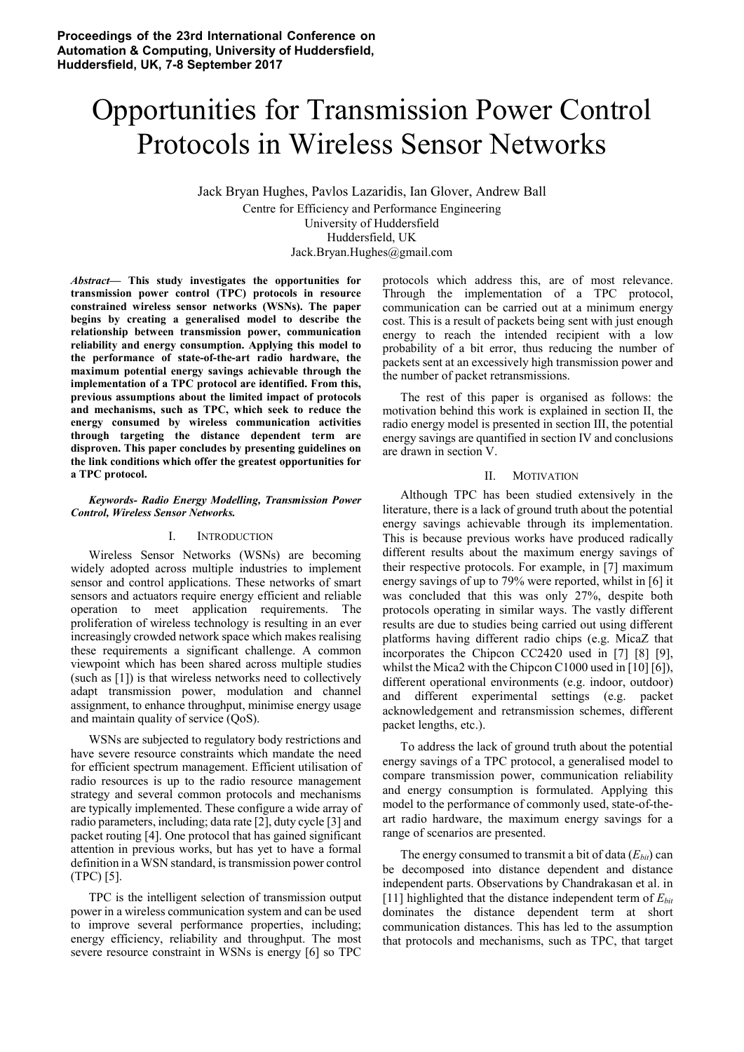Proceedings of the 23rd International Conference on Automation & Computing, University of Huddersfield, Huddersfield, UK, 7-8 September 2017

# Opportunities for Transmission Power Control Protocols in Wireless Sensor Networks

Jack Bryan Hughes, Pavlos Lazaridis, Ian Glover, Andrew Ball

Centre for Efficiency and Performance Engineering
University of Huddersfield
Huddersfield, UK
Jack.Bryan.Hughes@gmail.com

***Abstract*— This study investigates the opportunities for transmission power control (TPC) protocols in resource constrained wireless sensor networks (WSNs). The paper begins by creating a generalised model to describe the relationship between transmission power, communication reliability and energy consumption. Applying this model to the performance of state-of-the-art radio hardware, the maximum potential energy savings achievable through the implementation of a TPC protocol are identified. From this, previous assumptions about the limited impact of protocols and mechanisms, such as TPC, which seek to reduce the energy consumed by wireless communication activities through targeting the distance dependent term are disproven. This paper concludes by presenting guidelines on the link conditions which offer the greatest opportunities for a TPC protocol.**

***Keywords- Radio Energy Modelling, Transmission Power Control, Wireless Sensor Networks.***

## I. Introduction

Wireless Sensor Networks (WSNs) are becoming widely adopted across multiple industries to implement sensor and control applications. These networks of smart sensors and actuators require energy efficient and reliable operation to meet application requirements. The proliferation of wireless technology is resulting in an ever increasingly crowded network space which makes realising these requirements a significant challenge. A common viewpoint which has been shared across multiple studies (such as [1]) is that wireless networks need to collectively adapt transmission power, modulation and channel assignment, to enhance throughput, minimise energy usage and maintain quality of service (QoS).

WSNs are subjected to regulatory body restrictions and have severe resource constraints which mandate the need for efficient spectrum management. Efficient utilisation of radio resources is up to the radio resource management strategy and several common protocols and mechanisms are typically implemented. These configure a wide array of radio parameters, including; data rate [2], duty cycle [3] and packet routing [4]. One protocol that has gained significant attention in previous works, but has yet to have a formal definition in a WSN standard, is transmission power control (TPC) [5].

TPC is the intelligent selection of transmission output power in a wireless communication system and can be used to improve several performance properties, including; energy efficiency, reliability and throughput. The most severe resource constraint in WSNs is energy [6] so TPC protocols which address this, are of most relevance. Through the implementation of a TPC protocol, communication can be carried out at a minimum energy cost. This is a result of packets being sent with just enough energy to reach the intended recipient with a low probability of a bit error, thus reducing the number of packets sent at an excessively high transmission power and the number of packet retransmissions.

The rest of this paper is organised as follows: the motivation behind this work is explained in section II, the radio energy model is presented in section III, the potential energy savings are quantified in section IV and conclusions are drawn in section V.

## II. Motivation

Although TPC has been studied extensively in the literature, there is a lack of ground truth about the potential energy savings achievable through its implementation. This is because previous works have produced radically different results about the maximum energy savings of their respective protocols. For example, in [7] maximum energy savings of up to 79% were reported, whilst in [6] it was concluded that this was only 27%, despite both protocols operating in similar ways. The vastly different results are due to studies being carried out using different platforms having different radio chips (e.g. MicaZ that incorporates the Chipcon CC2420 used in [7] [8] [9], whilst the Mica2 with the Chipcon C1000 used in [10] [6]), different operational environments (e.g. indoor, outdoor) and different experimental settings (e.g. packet acknowledgement and retransmission schemes, different packet lengths, etc.).

To address the lack of ground truth about the potential energy savings of a TPC protocol, a generalised model to compare transmission power, communication reliability and energy consumption is formulated. Applying this model to the performance of commonly used, state-of-the-art radio hardware, the maximum energy savings for a range of scenarios are presented.

The energy consumed to transmit a bit of data ($E_{bit}$) can be decomposed into distance dependent and distance independent parts. Observations by Chandrakasan et al. in [11] highlighted that the distance independent term of $E_{bit}$ dominates the distance dependent term at short communication distances. This has led to the assumption that protocols and mechanisms, such as TPC, that target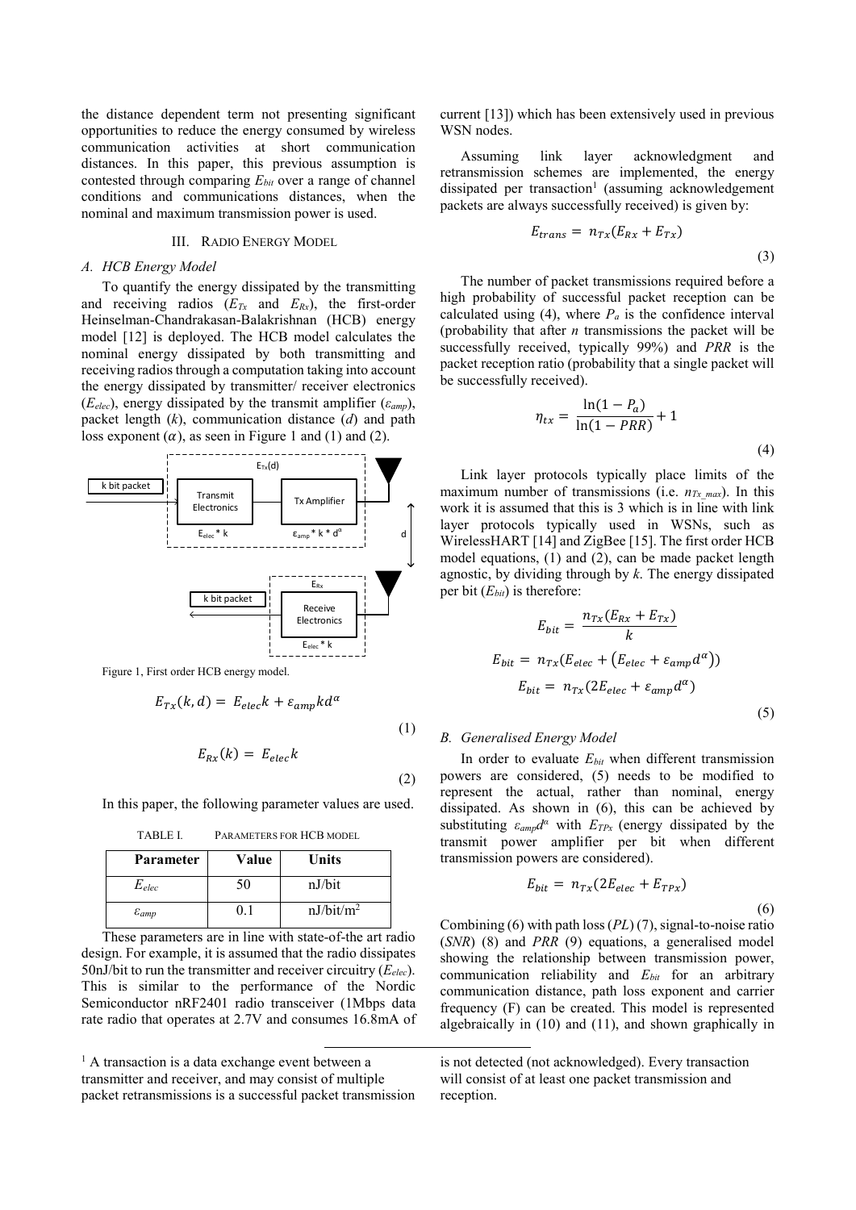the distance dependent term not presenting significant opportunities to reduce the energy consumed by wireless communication activities at short communication distances. In this paper, this previous assumption is contested through comparing $E_{bit}$ over a range of channel conditions and communications distances, when the nominal and maximum transmission power is used.

## III. RADIO ENERGY MODEL

### A. HCB Energy Model

To quantify the energy dissipated by the transmitting and receiving radios ($E_{Tx}$ and $E_{Rx}$), the first-order Heinselman-Chandrakasan-Balakrishnan (HCB) energy model [12] is deployed. The HCB model calculates the nominal energy dissipated by both transmitting and receiving radios through a computation taking into account the energy dissipated by transmitter/ receiver electronics ($E_{elec}$), energy dissipated by the transmit amplifier ($\varepsilon_{amp}$), packet length ($k$), communication distance ($d$) and path loss exponent ($\alpha$), as seen in Figure 1 and (1) and (2).

Figure 1, First order HCB energy model.

$$E_{Tx}(k, d) = E_{elec}k + \varepsilon_{amp}kd^{\alpha} \tag{1}$$

$$E_{Rx}(k) = E_{elec}k \tag{2}$$

In this paper, the following parameter values are used.

TABLE I. PARAMETERS FOR HCB MODEL

| Parameter | Value | Units |
|---|---|---|
| $E_{elec}$ | 50 | nJ/bit |
| $\varepsilon_{amp}$ | 0.1 | nJ/bit/m$^2$ |

These parameters are in line with state-of-the art radio design. For example, it is assumed that the radio dissipates 50nJ/bit to run the transmitter and receiver circuitry ($E_{elec}$). This is similar to the performance of the Nordic Semiconductor nRF2401 radio transceiver (1Mbps data rate radio that operates at 2.7V and consumes 16.8mA of current [13]) which has been extensively used in previous WSN nodes.

Assuming link layer acknowledgment and retransmission schemes are implemented, the energy dissipated per transaction[1] (assuming acknowledgement packets are always successfully received) is given by:

$$E_{trans} = n_{Tx}(E_{Rx} + E_{Tx}) \tag{3}$$

The number of packet transmissions required before a high probability of successful packet reception can be calculated using (4), where $P_a$ is the confidence interval (probability that after $n$ transmissions the packet will be successfully received, typically 99%) and $PRR$ is the packet reception ratio (probability that a single packet will be successfully received).

$$\eta_{tx} = \frac{\ln(1 - P_a)}{\ln(1 - PRR)} + 1 \tag{4}$$

Link layer protocols typically place limits of the maximum number of transmissions (i.e. $n_{Tx\_max}$). In this work it is assumed that this is 3 which is in line with link layer protocols typically used in WSNs, such as WirelessHART [14] and ZigBee [15]. The first order HCB model equations, (1) and (2), can be made packet length agnostic, by dividing through by $k$. The energy dissipated per bit ($E_{bit}$) is therefore:

$$E_{bit} = \frac{n_{Tx}(E_{Rx} + E_{Tx})}{k}$$

$$E_{bit} = n_{Tx}(E_{elec} + (E_{elec} + \varepsilon_{amp}d^{\alpha}))$$

$$E_{bit} = n_{Tx}(2E_{elec} + \varepsilon_{amp}d^{\alpha}) \tag{5}$$

### B. Generalised Energy Model

In order to evaluate $E_{bit}$ when different transmission powers are considered, (5) needs to be modified to represent the actual, rather than nominal, energy dissipated. As shown in (6), this can be achieved by substituting $\varepsilon_{amp}d^{\alpha}$ with $E_{TPx}$ (energy dissipated by the transmit power amplifier per bit when different transmission powers are considered).

$$E_{bit} = n_{Tx}(2E_{elec} + E_{TPx}) \tag{6}$$

Combining (6) with path loss ($PL$) (7), signal-to-noise ratio ($SNR$) (8) and $PRR$ (9) equations, a generalised model showing the relationship between transmission power, communication reliability and $E_{bit}$ for an arbitrary communication distance, path loss exponent and carrier frequency (F) can be created. This model is represented algebraically in (10) and (11), and shown graphically in

[1] A transaction is a data exchange event between a transmitter and receiver, and may consist of multiple packet retransmissions is a successful packet transmission is not detected (not acknowledged). Every transaction will consist of at least one packet transmission and reception.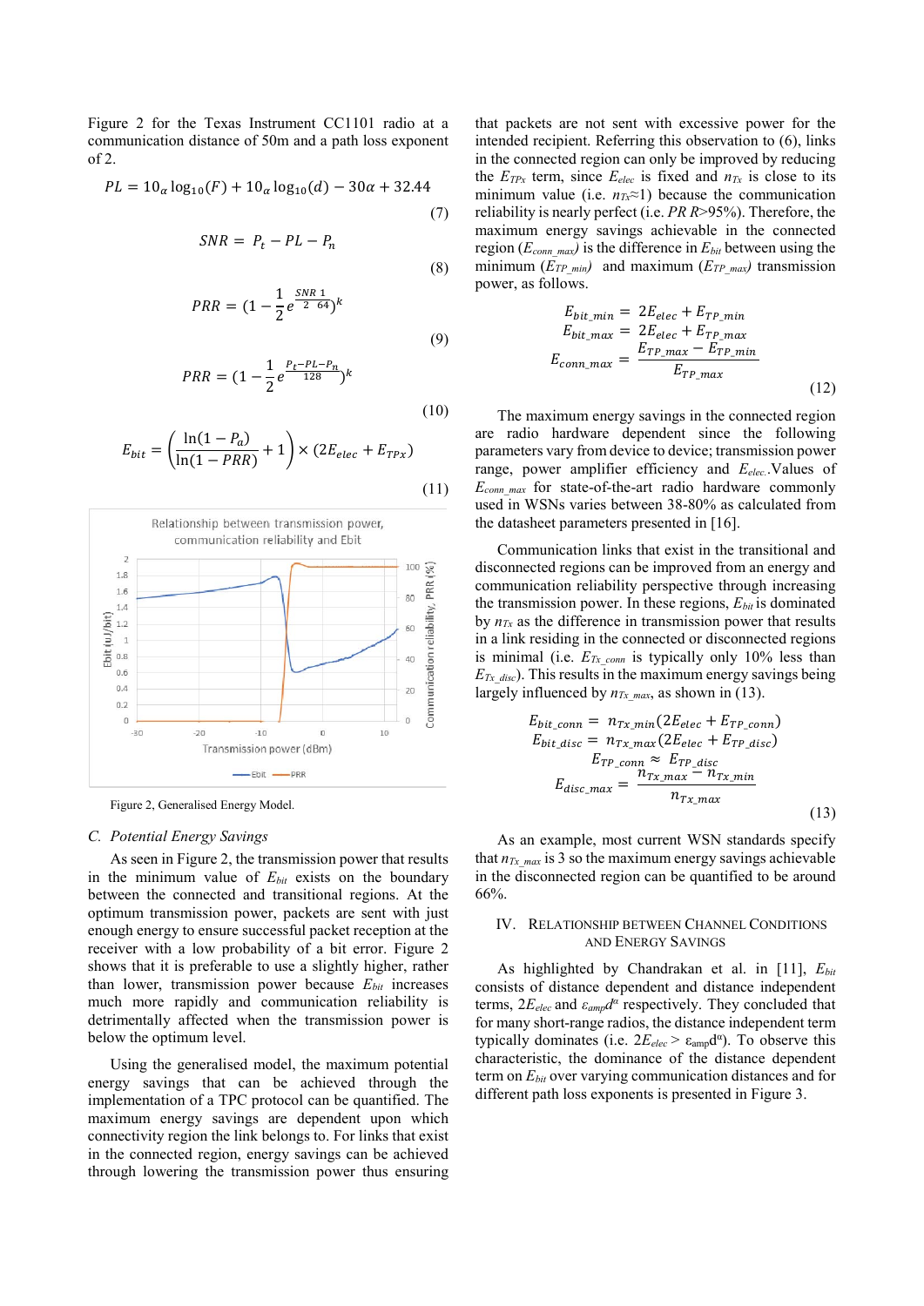Figure 2 for the Texas Instrument CC1101 radio at a communication distance of 50m and a path loss exponent of 2.

$$PL = 10_{\alpha}\log_{10}(F) + 10_{\alpha}\log_{10}(d) - 30\alpha + 32.44 \tag{7}$$

$$SNR = P_t - PL - P_n \tag{8}$$

$$PRR = (1 - \frac{1}{2}e^{\frac{SNR}{2}\frac{1}{64}})^k \tag{9}$$

$$PRR = (1 - \frac{1}{2}e^{\frac{P_t - PL - P_n}{128}})^k \tag{10}$$

$$E_{bit} = \left(\frac{\ln(1-P_a)}{\ln(1-PRR)} + 1\right) \times (2E_{elec} + E_{TPx}) \tag{11}$$

Figure 2, Generalised Energy Model.

### C. Potential Energy Savings

As seen in Figure 2, the transmission power that results in the minimum value of $E_{bit}$ exists on the boundary between the connected and transitional regions. At the optimum transmission power, packets are sent with just enough energy to ensure successful packet reception at the receiver with a low probability of a bit error. Figure 2 shows that it is preferable to use a slightly higher, rather than lower, transmission power because $E_{bit}$ increases much more rapidly and communication reliability is detrimentally affected when the transmission power is below the optimum level.

Using the generalised model, the maximum potential energy savings that can be achieved through the implementation of a TPC protocol can be quantified. The maximum energy savings are dependent upon which connectivity region the link belongs to. For links that exist in the connected region, energy savings can be achieved through lowering the transmission power thus ensuring that packets are not sent with excessive power for the intended recipient. Referring this observation to (6), links in the connected region can only be improved by reducing the $E_{TPx}$ term, since $E_{elec}$ is fixed and $n_{Tx}$ is close to its minimum value (i.e. $n_{Tx}$≈1) because the communication reliability is nearly perfect (i.e. $PRR$>95%). Therefore, the maximum energy savings achievable in the connected region ($E_{conn\_max}$) is the difference in $E_{bit}$ between using the minimum ($E_{TP\_min}$) and maximum ($E_{TP\_max}$) transmission power, as follows.

$$\begin{aligned} E_{bit\_min} &= 2E_{elec} + E_{TP\_min} \\ E_{bit\_max} &= 2E_{elec} + E_{TP\_max} \\ E_{conn\_max} &= \frac{E_{TP\_max} - E_{TP\_min}}{E_{TP\_max}} \end{aligned} \tag{12}$$

The maximum energy savings in the connected region are radio hardware dependent since the following parameters vary from device to device; transmission power range, power amplifier efficiency and $E_{elec}$. Values of $E_{conn\_max}$ for state-of-the-art radio hardware commonly used in WSNs varies between 38-80% as calculated from the datasheet parameters presented in [16].

Communication links that exist in the transitional and disconnected regions can be improved from an energy and communication reliability perspective through increasing the transmission power. In these regions, $E_{bit}$ is dominated by $n_{Tx}$ as the difference in transmission power that results in a link residing in the connected or disconnected regions is minimal (i.e. $E_{Tx\_conn}$ is typically only 10% less than $E_{Tx\_disc}$). This results in the maximum energy savings being largely influenced by $n_{Tx\_max}$, as shown in (13).

$$\begin{aligned} E_{bit\_conn} &= n_{Tx\_min}(2E_{elec} + E_{TP\_conn}) \\ E_{bit\_disc} &= n_{Tx\_max}(2E_{elec} + E_{TP\_disc}) \\ E_{TP\_conn} &\approx E_{TP\_disc} \\ E_{disc\_max} &= \frac{n_{Tx\_max} - n_{Tx\_min}}{n_{Tx\_max}} \end{aligned} \tag{13}$$

As an example, most current WSN standards specify that $n_{Tx\_max}$ is 3 so the maximum energy savings achievable in the disconnected region can be quantified to be around 66%.

## IV. Relationship between Channel Conditions and Energy Savings

As highlighted by Chandrakan et al. in [11], $E_{bit}$ consists of distance dependent and distance independent terms, $2E_{elec}$ and $\varepsilon_{amp}d^{\alpha}$ respectively. They concluded that for many short-range radios, the distance independent term typically dominates (i.e. $2E_{elec} > \varepsilon_{amp}d^{\alpha}$). To observe this characteristic, the dominance of the distance dependent term on $E_{bit}$ over varying communication distances and for different path loss exponents is presented in Figure 3.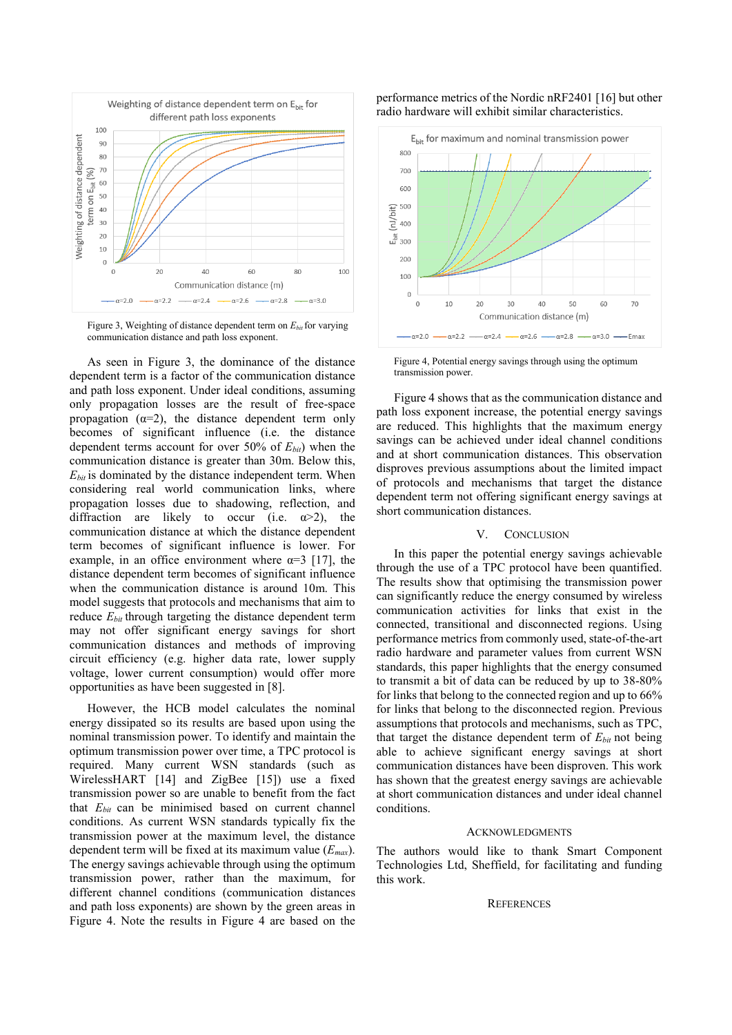Figure 3, Weighting of distance dependent term on $E_{bit}$ for varying communication distance and path loss exponent.

As seen in Figure 3, the dominance of the distance dependent term is a factor of the communication distance and path loss exponent. Under ideal conditions, assuming only propagation losses are the result of free-space propagation (α=2), the distance dependent term only becomes of significant influence (i.e. the distance dependent terms account for over 50% of $E_{bit}$) when the communication distance is greater than 30m. Below this, $E_{bit}$ is dominated by the distance independent term. When considering real world communication links, where propagation losses due to shadowing, reflection, and diffraction are likely to occur (i.e. α>2), the communication distance at which the distance dependent term becomes of significant influence is lower. For example, in an office environment where α=3 [17], the distance dependent term becomes of significant influence when the communication distance is around 10m. This model suggests that protocols and mechanisms that aim to reduce $E_{bit}$ through targeting the distance dependent term may not offer significant energy savings for short communication distances and methods of improving circuit efficiency (e.g. higher data rate, lower supply voltage, lower current consumption) would offer more opportunities as have been suggested in [8].

However, the HCB model calculates the nominal energy dissipated so its results are based upon using the nominal transmission power. To identify and maintain the optimum transmission power over time, a TPC protocol is required. Many current WSN standards (such as WirelessHART [14] and ZigBee [15]) use a fixed transmission power so are unable to benefit from the fact that $E_{bit}$ can be minimised based on current channel conditions. As current WSN standards typically fix the transmission power at the maximum level, the distance dependent term will be fixed at its maximum value ($E_{max}$). The energy savings achievable through using the optimum transmission power, rather than the maximum, for different channel conditions (communication distances and path loss exponents) are shown by the green areas in Figure 4. Note the results in Figure 4 are based on the performance metrics of the Nordic nRF2401 [16] but other radio hardware will exhibit similar characteristics.

Figure 4, Potential energy savings through using the optimum transmission power.

Figure 4 shows that as the communication distance and path loss exponent increase, the potential energy savings are reduced. This highlights that the maximum energy savings can be achieved under ideal channel conditions and at short communication distances. This observation disproves previous assumptions about the limited impact of protocols and mechanisms that target the distance dependent term not offering significant energy savings at short communication distances.

## V. Conclusion

In this paper the potential energy savings achievable through the use of a TPC protocol have been quantified. The results show that optimising the transmission power can significantly reduce the energy consumed by wireless communication activities for links that exist in the connected, transitional and disconnected regions. Using performance metrics from commonly used, state-of-the-art radio hardware and parameter values from current WSN standards, this paper highlights that the energy consumed to transmit a bit of data can be reduced by up to 38-80% for links that belong to the connected region and up to 66% for links that belong to the disconnected region. Previous assumptions that protocols and mechanisms, such as TPC, that target the distance dependent term of $E_{bit}$ not being able to achieve significant energy savings at short communication distances have been disproven. This work has shown that the greatest energy savings are achievable at short communication distances and under ideal channel conditions.

## Acknowledgments

The authors would like to thank Smart Component Technologies Ltd, Sheffield, for facilitating and funding this work.

## References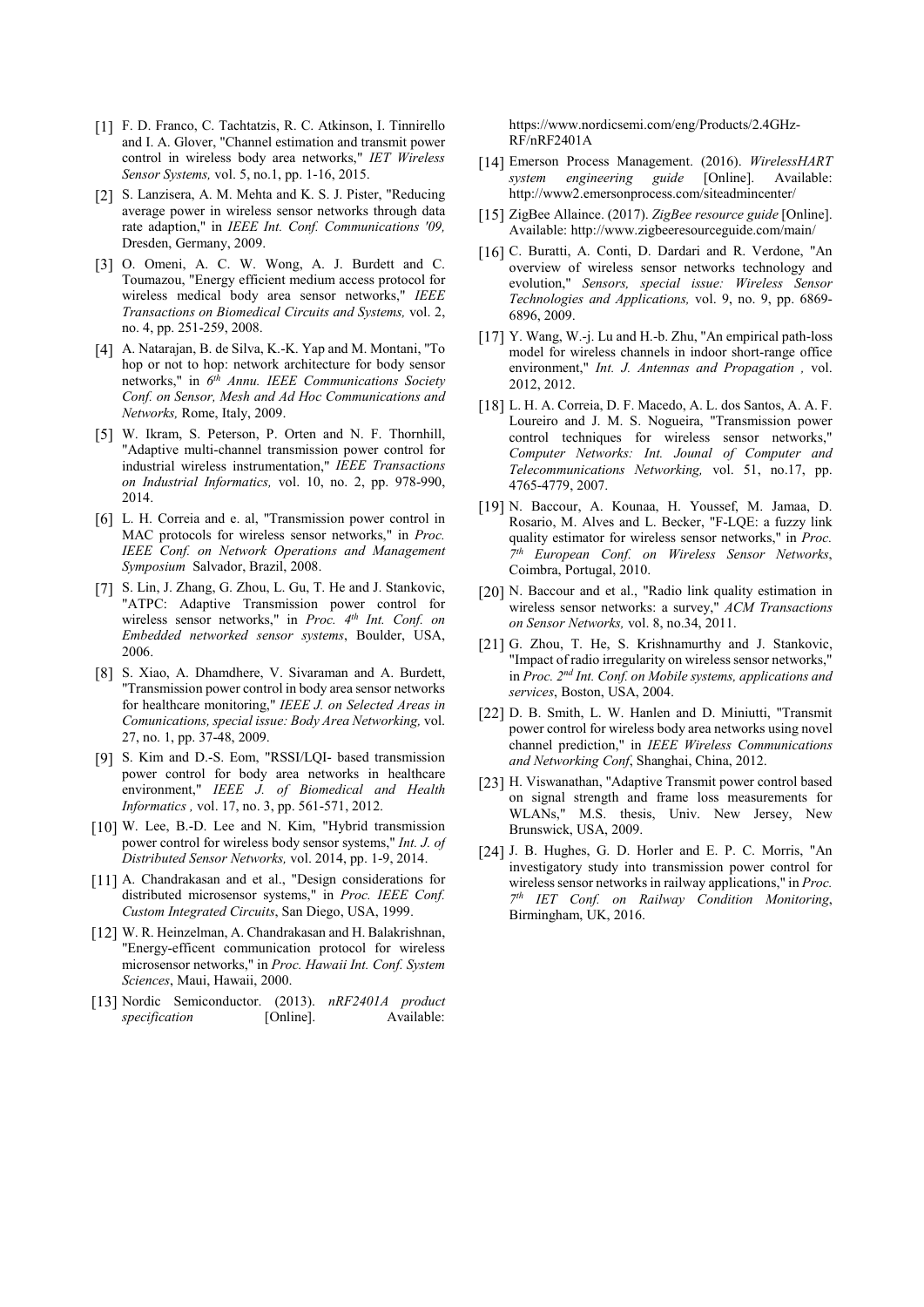[1] F. D. Franco, C. Tachtatzis, R. C. Atkinson, I. Tinnirello and I. A. Glover, "Channel estimation and transmit power control in wireless body area networks," *IET Wireless Sensor Systems,* vol. 5, no.1, pp. 1-16, 2015.

[2] S. Lanzisera, A. M. Mehta and K. S. J. Pister, "Reducing average power in wireless sensor networks through data rate adaption," in *IEEE Int. Conf. Communications '09,* Dresden, Germany, 2009.

[3] O. Omeni, A. C. W. Wong, A. J. Burdett and C. Toumazou, "Energy efficient medium access protocol for wireless medical body area sensor networks," *IEEE Transactions on Biomedical Circuits and Systems,* vol. 2, no. 4, pp. 251-259, 2008.

[4] A. Natarajan, B. de Silva, K.-K. Yap and M. Montani, "To hop or not to hop: network architecture for body sensor networks," in *6th Annu. IEEE Communications Society Conf. on Sensor, Mesh and Ad Hoc Communications and Networks,* Rome, Italy, 2009.

[5] W. Ikram, S. Peterson, P. Orten and N. F. Thornhill, "Adaptive multi-channel transmission power control for industrial wireless instrumentation," *IEEE Transactions on Industrial Informatics,* vol. 10, no. 2, pp. 978-990, 2014.

[6] L. H. Correia and e. al, "Transmission power control in MAC protocols for wireless sensor networks," in *Proc. IEEE Conf. on Network Operations and Management Symposium* Salvador, Brazil, 2008.

[7] S. Lin, J. Zhang, G. Zhou, L. Gu, T. He and J. Stankovic, "ATPC: Adaptive Transmission power control for wireless sensor networks," in *Proc. 4th Int. Conf. on Embedded networked sensor systems*, Boulder, USA, 2006.

[8] S. Xiao, A. Dhamdhere, V. Sivaraman and A. Burdett, "Transmission power control in body area sensor networks for healthcare monitoring," *IEEE J. on Selected Areas in Comunications, special issue: Body Area Networking,* vol. 27, no. 1, pp. 37-48, 2009.

[9] S. Kim and D.-S. Eom, "RSSI/LQI- based transmission power control for body area networks in healthcare environment," *IEEE J. of Biomedical and Health Informatics ,* vol. 17, no. 3, pp. 561-571, 2012.

[10] W. Lee, B.-D. Lee and N. Kim, "Hybrid transmission power control for wireless body sensor systems," *Int. J. of Distributed Sensor Networks,* vol. 2014, pp. 1-9, 2014.

[11] A. Chandrakasan and et al., "Design considerations for distributed microsensor systems," in *Proc. IEEE Conf. Custom Integrated Circuits*, San Diego, USA, 1999.

[12] W. R. Heinzelman, A. Chandrakasan and H. Balakrishnan, "Energy-efficent communication protocol for wireless microsensor networks," in *Proc. Hawaii Int. Conf. System Sciences*, Maui, Hawaii, 2000.

[13] Nordic Semiconductor. (2013). *nRF2401A product specification* [Online]. Available: https://www.nordicsemi.com/eng/Products/2.4GHz-RF/nRF2401A

[14] Emerson Process Management. (2016). *WirelessHART system engineering guide* [Online]. Available: http://www2.emersonprocess.com/siteadmincenter/

[15] ZigBee Allaince. (2017). *ZigBee resource guide* [Online]. Available: http://www.zigbeeresourceguide.com/main/

[16] C. Buratti, A. Conti, D. Dardari and R. Verdone, "An overview of wireless sensor networks technology and evolution," *Sensors, special issue: Wireless Sensor Technologies and Applications,* vol. 9, no. 9, pp. 6869-6896, 2009.

[17] Y. Wang, W.-j. Lu and H.-b. Zhu, "An empirical path-loss model for wireless channels in indoor short-range office environment," *Int. J. Antennas and Propagation ,* vol. 2012, 2012.

[18] L. H. A. Correia, D. F. Macedo, A. L. dos Santos, A. A. F. Loureiro and J. M. S. Nogueira, "Transmission power control techniques for wireless sensor networks," *Computer Networks: Int. Jounal of Computer and Telecommunications Networking,* vol. 51, no.17, pp. 4765-4779, 2007.

[19] N. Baccour, A. Kounaa, H. Youssef, M. Jamaa, D. Rosario, M. Alves and L. Becker, "F-LQE: a fuzzy link quality estimator for wireless sensor networks," in *Proc. 7th European Conf. on Wireless Sensor Networks*, Coimbra, Portugal, 2010.

[20] N. Baccour and et al., "Radio link quality estimation in wireless sensor networks: a survey," *ACM Transactions on Sensor Networks,* vol. 8, no.34, 2011.

[21] G. Zhou, T. He, S. Krishnamurthy and J. Stankovic, "Impact of radio irregularity on wireless sensor networks," in *Proc. 2nd Int. Conf. on Mobile systems, applications and services*, Boston, USA, 2004.

[22] D. B. Smith, L. W. Hanlen and D. Miniutti, "Transmit power control for wireless body area networks using novel channel prediction," in *IEEE Wireless Communications and Networking Conf*, Shanghai, China, 2012.

[23] H. Viswanathan, "Adaptive Transmit power control based on signal strength and frame loss measurements for WLANs," M.S. thesis, Univ. New Jersey, New Brunswick, USA, 2009.

[24] J. B. Hughes, G. D. Horler and E. P. C. Morris, "An investigatory study into transmission power control for wireless sensor networks in railway applications," in *Proc. 7th IET Conf. on Railway Condition Monitoring*, Birmingham, UK, 2016.